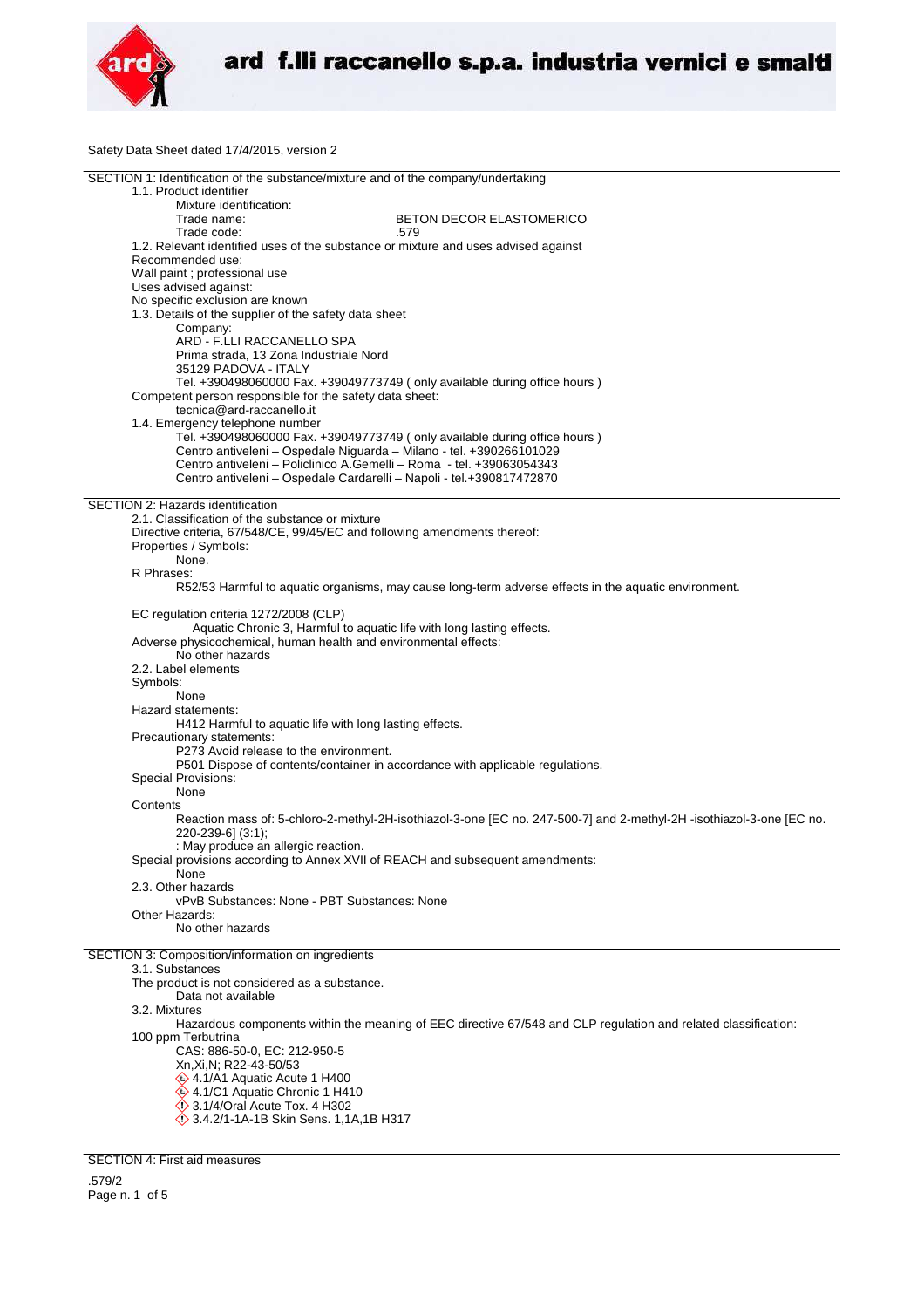# ard f.lli raccanello s.p.a. industria vernici e smalti

Safety Data Sheet dated 17/4/2015, version 2

## SECTION 1: Identification of the substance/mixture and of the company/undertaking

1.1. Product identifier

Mixture identification:

Trade name: BETON DECOR ELASTOMERICO

Trade code: .579

1.2. Relevant identified uses of the substance or mixture and uses advised against

Recommended use:

Wall paint ; professional use

Uses advised against:

No specific exclusion are known

1.3. Details of the supplier of the safety data sheet

Company:

ARD - F.LLI RACCANELLO SPA

Prima strada, 13 Zona Industriale Nord

35129 PADOVA - ITALY

Tel. +390498060000 Fax. +39049773749 ( only available during office hours )

Competent person responsible for the safety data sheet:

tecnica@ard-raccanello.it

1.4. Emergency telephone number

Tel. +390498060000 Fax. +39049773749 ( only available during office hours )

Centro antiveleni – Ospedale Niguarda – Milano - tel. +390266101029

Centro antiveleni – Policlinico A.Gemelli – Roma - tel. +39063054343

Centro antiveleni – Ospedale Cardarelli – Napoli - tel.+390817472870

## SECTION 2: Hazards identification

2.1. Classification of the substance or mixture

Directive criteria, 67/548/CE, 99/45/EC and following amendments thereof:

Properties / Symbols:

None.

R Phrases:

R52/53 Harmful to aquatic organisms, may cause long-term adverse effects in the aquatic environment.

EC regulation criteria 1272/2008 (CLP)

Aquatic Chronic 3, Harmful to aquatic life with long lasting effects.

Adverse physicochemical, human health and environmental effects:

No other hazards

2.2. Label elements

Symbols:

None

Hazard statements:

H412 Harmful to aquatic life with long lasting effects.

Precautionary statements:

P273 Avoid release to the environment.

P501 Dispose of contents/container in accordance with applicable regulations.

Special Provisions:

None

Contents

Reaction mass of: 5-chloro-2-methyl-2H-isothiazol-3-one [EC no. 247-500-7] and 2-methyl-2H -isothiazol-3-one [EC no. 220-239-6] (3:1);

: May produce an allergic reaction.

Special provisions according to Annex XVII of REACH and subsequent amendments:

None

2.3. Other hazards

vPvB Substances: None - PBT Substances: None

Other Hazards:

No other hazards

## SECTION 3: Composition/information on ingredients

3.1. Substances

The product is not considered as a substance.

Data not available

3.2. Mixtures

Hazardous components within the meaning of EEC directive 67/548 and CLP regulation and related classification:

100 ppm Terbutrina

CAS: 886-50-0, EC: 212-950-5

Xn,Xi,N; R22-43-50/53

4.1/A1 Aquatic Acute 1 H400

4.1/C1 Aquatic Chronic 1 H410

3.1/4/Oral Acute Tox. 4 H302

3.4.2/1-1A-1B Skin Sens. 1,1A,1B H317

## SECTION 4: First aid measures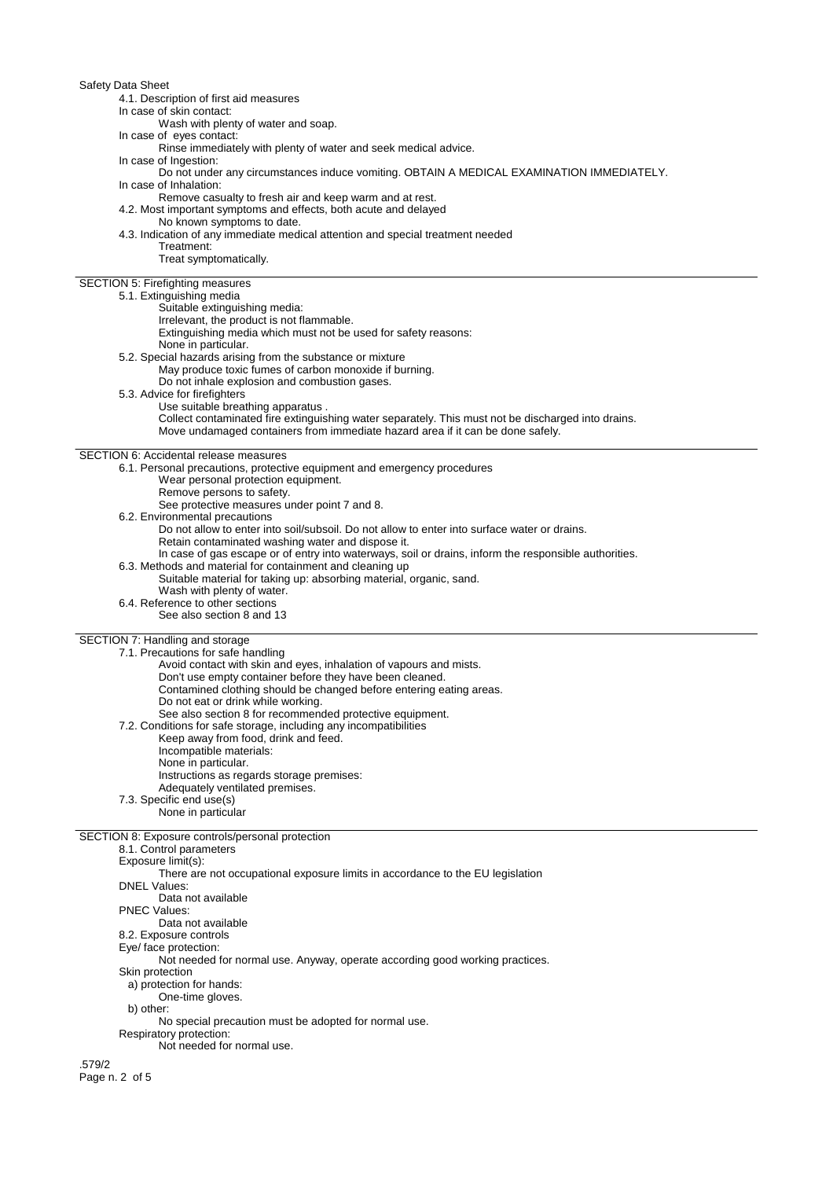Safety Data Sheet

4.1. Description of first aid measures

In case of skin contact:

Wash with plenty of water and soap.

In case of eyes contact:

Rinse immediately with plenty of water and seek medical advice.

In case of Ingestion:

Do not under any circumstances induce vomiting. OBTAIN A MEDICAL EXAMINATION IMMEDIATELY.

In case of Inhalation:

Remove casualty to fresh air and keep warm and at rest.

4.2. Most important symptoms and effects, both acute and delayed

No known symptoms to date.

4.3. Indication of any immediate medical attention and special treatment needed

Treatment:

Treat symptomatically.

## SECTION 5: Firefighting measures

5.1. Extinguishing media

Suitable extinguishing media:

Irrelevant, the product is not flammable.

Extinguishing media which must not be used for safety reasons:

None in particular.

5.2. Special hazards arising from the substance or mixture

May produce toxic fumes of carbon monoxide if burning.

Do not inhale explosion and combustion gases.

5.3. Advice for firefighters

Use suitable breathing apparatus .

Collect contaminated fire extinguishing water separately. This must not be discharged into drains.

Move undamaged containers from immediate hazard area if it can be done safely.

## SECTION 6: Accidental release measures

6.1. Personal precautions, protective equipment and emergency procedures

Wear personal protection equipment.

Remove persons to safety.

See protective measures under point 7 and 8.

6.2. Environmental precautions

Do not allow to enter into soil/subsoil. Do not allow to enter into surface water or drains.

Retain contaminated washing water and dispose it.

In case of gas escape or of entry into waterways, soil or drains, inform the responsible authorities.

6.3. Methods and material for containment and cleaning up

Suitable material for taking up: absorbing material, organic, sand.

Wash with plenty of water.

6.4. Reference to other sections

See also section 8 and 13

## SECTION 7: Handling and storage

7.1. Precautions for safe handling

Avoid contact with skin and eyes, inhalation of vapours and mists.

Don't use empty container before they have been cleaned.

Contamined clothing should be changed before entering eating areas.

Do not eat or drink while working.

See also section 8 for recommended protective equipment.

7.2. Conditions for safe storage, including any incompatibilities

Keep away from food, drink and feed.

Incompatible materials:

None in particular.

Instructions as regards storage premises:

Adequately ventilated premises.

7.3. Specific end use(s)

None in particular

## SECTION 8: Exposure controls/personal protection

8.1. Control parameters

Exposure limit(s):

There are not occupational exposure limits in accordance to the EU legislation

DNEL Values:

Data not available

PNEC Values:

Data not available

8.2. Exposure controls

Eye/ face protection:

Not needed for normal use. Anyway, operate according good working practices.

Skin protection

a) protection for hands:

One-time gloves.

b) other:

No special precaution must be adopted for normal use.

Respiratory protection:

Not needed for normal use.

.579/2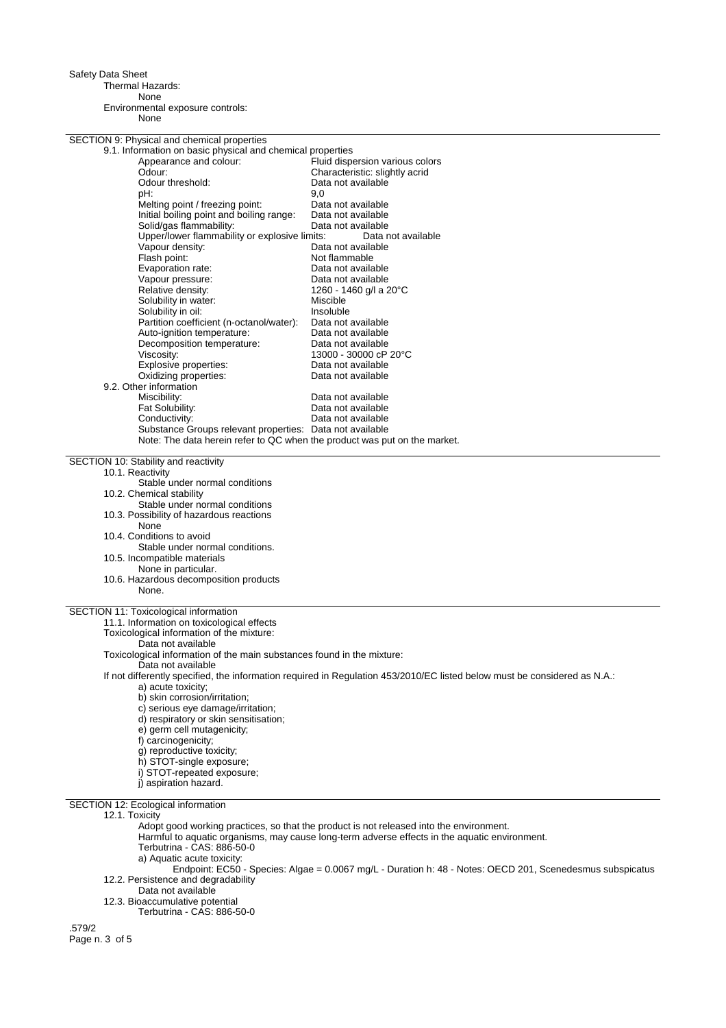Thermal Hazards:

None

Environmental exposure controls:

None

## SECTION 9: Physical and chemical properties

9.1. Information on basic physical and chemical properties

| | |
|---|---|
| Appearance and colour: | Fluid dispersion various colors |
| Odour: | Characteristic: slightly acrid |
| Odour threshold: | Data not available |
| pH: | 9,0 |
| Melting point / freezing point: | Data not available |
| Initial boiling point and boiling range: | Data not available |
| Solid/gas flammability: | Data not available |
| Upper/lower flammability or explosive limits: | Data not available |
| Vapour density: | Data not available |
| Flash point: | Not flammable |
| Evaporation rate: | Data not available |
| Vapour pressure: | Data not available |
| Relative density: | 1260 - 1460 g/l a 20°C |
| Solubility in water: | Miscible |
| Solubility in oil: | Insoluble |
| Partition coefficient (n-octanol/water): | Data not available |
| Auto-ignition temperature: | Data not available |
| Decomposition temperature: | Data not available |
| Viscosity: | 13000 - 30000 cP 20°C |
| Explosive properties: | Data not available |
| Oxidizing properties: | Data not available |

9.2. Other information

| | |
|---|---|
| Miscibility: | Data not available |
| Fat Solubility: | Data not available |
| Conductivity: | Data not available |
| Substance Groups relevant properties: | Data not available |

Note: The data herein refer to QC when the product was put on the market.

## SECTION 10: Stability and reactivity

10.1. Reactivity

Stable under normal conditions

10.2. Chemical stability

Stable under normal conditions

10.3. Possibility of hazardous reactions

None

10.4. Conditions to avoid

Stable under normal conditions.

10.5. Incompatible materials

None in particular.

10.6. Hazardous decomposition products

None.

## SECTION 11: Toxicological information

11.1. Information on toxicological effects

Toxicological information of the mixture:

Data not available

Toxicological information of the main substances found in the mixture:

Data not available

If not differently specified, the information required in Regulation 453/2010/EC listed below must be considered as N.A.:

a) acute toxicity;
b) skin corrosion/irritation;
c) serious eye damage/irritation;
d) respiratory or skin sensitisation;
e) germ cell mutagenicity;
f) carcinogenicity;
g) reproductive toxicity;
h) STOT-single exposure;
i) STOT-repeated exposure;
j) aspiration hazard.

## SECTION 12: Ecological information

12.1. Toxicity

Adopt good working practices, so that the product is not released into the environment.
Harmful to aquatic organisms, may cause long-term adverse effects in the aquatic environment.
Terbutrina - CAS: 886-50-0
a) Aquatic acute toxicity:
Endpoint: EC50 - Species: Algae = 0.0067 mg/L - Duration h: 48 - Notes: OECD 201, Scenedesmus subspicatus

12.2. Persistence and degradability

Data not available

12.3. Bioaccumulative potential

Terbutrina - CAS: 886-50-0

.579/2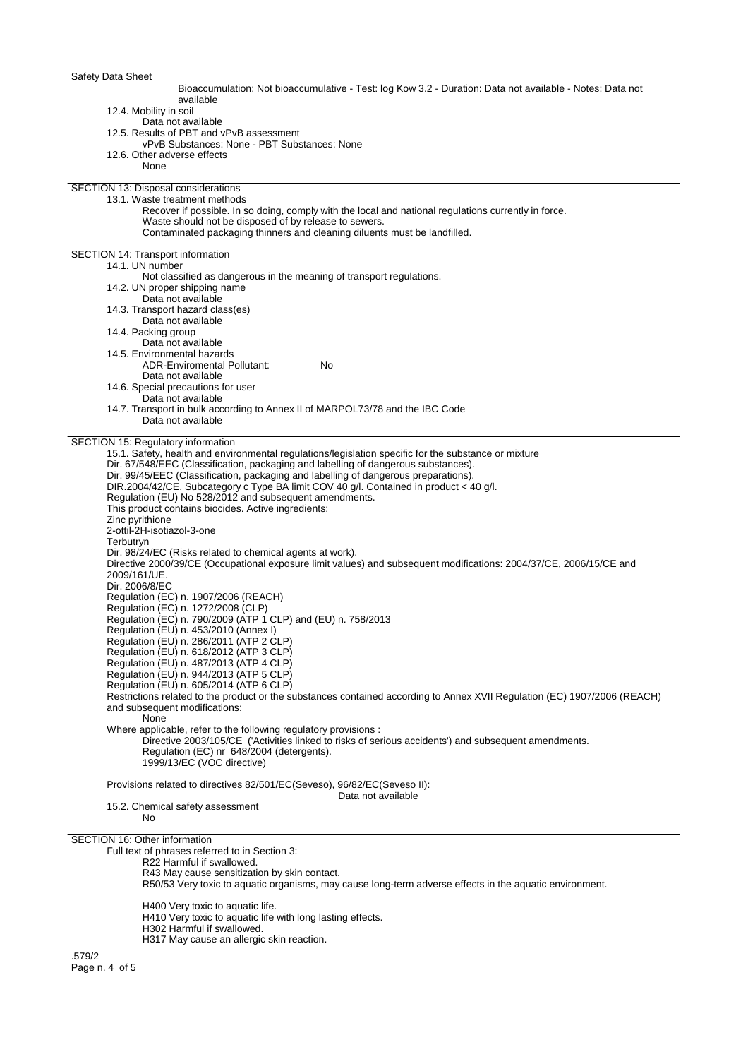Bioaccumulation: Not bioaccumulative - Test: log Kow 3.2 - Duration: Data not available - Notes: Data not available

12.4. Mobility in soil

Data not available

12.5. Results of PBT and vPvB assessment

vPvB Substances: None - PBT Substances: None

12.6. Other adverse effects

None

## SECTION 13: Disposal considerations

13.1. Waste treatment methods

Recover if possible. In so doing, comply with the local and national regulations currently in force.
Waste should not be disposed of by release to sewers.
Contaminated packaging thinners and cleaning diluents must be landfilled.

## SECTION 14: Transport information

14.1. UN number

Not classified as dangerous in the meaning of transport regulations.

14.2. UN proper shipping name

Data not available

14.3. Transport hazard class(es)

Data not available

14.4. Packing group

Data not available

14.5. Environmental hazards

ADR-Enviromental Pollutant: No

Data not available

14.6. Special precautions for user

Data not available

14.7. Transport in bulk according to Annex II of MARPOL73/78 and the IBC Code

Data not available

## SECTION 15: Regulatory information

15.1. Safety, health and environmental regulations/legislation specific for the substance or mixture

Dir. 67/548/EEC (Classification, packaging and labelling of dangerous substances).
Dir. 99/45/EEC (Classification, packaging and labelling of dangerous preparations).
DIR.2004/42/CE. Subcategory c Type BA limit COV 40 g/l. Contained in product < 40 g/l.
Regulation (EU) No 528/2012 and subsequent amendments.
This product contains biocides. Active ingredients:
Zinc pyrithione
2-ottil-2H-isotiazol-3-one
Terbutryn
Dir. 98/24/EC (Risks related to chemical agents at work).
Directive 2000/39/CE (Occupational exposure limit values) and subsequent modifications: 2004/37/CE, 2006/15/CE and 2009/161/UE.
Dir. 2006/8/EC
Regulation (EC) n. 1907/2006 (REACH)
Regulation (EC) n. 1272/2008 (CLP)
Regulation (EC) n. 790/2009 (ATP 1 CLP) and (EU) n. 758/2013
Regulation (EU) n. 453/2010 (Annex I)
Regulation (EU) n. 286/2011 (ATP 2 CLP)
Regulation (EU) n. 618/2012 (ATP 3 CLP)
Regulation (EU) n. 487/2013 (ATP 4 CLP)
Regulation (EU) n. 944/2013 (ATP 5 CLP)
Regulation (EU) n. 605/2014 (ATP 6 CLP)
Restrictions related to the product or the substances contained according to Annex XVII Regulation (EC) 1907/2006 (REACH) and subsequent modifications:

None

Where applicable, refer to the following regulatory provisions :

Directive 2003/105/CE ('Activities linked to risks of serious accidents') and subsequent amendments.
Regulation (EC) nr 648/2004 (detergents).
1999/13/EC (VOC directive)

Provisions related to directives 82/501/EC(Seveso), 96/82/EC(Seveso II):

Data not available

15.2. Chemical safety assessment

No

## SECTION 16: Other information

Full text of phrases referred to in Section 3:

R22 Harmful if swallowed.
R43 May cause sensitization by skin contact.
R50/53 Very toxic to aquatic organisms, may cause long-term adverse effects in the aquatic environment.

H400 Very toxic to aquatic life.
H410 Very toxic to aquatic life with long lasting effects.
H302 Harmful if swallowed.
H317 May cause an allergic skin reaction.

.579/2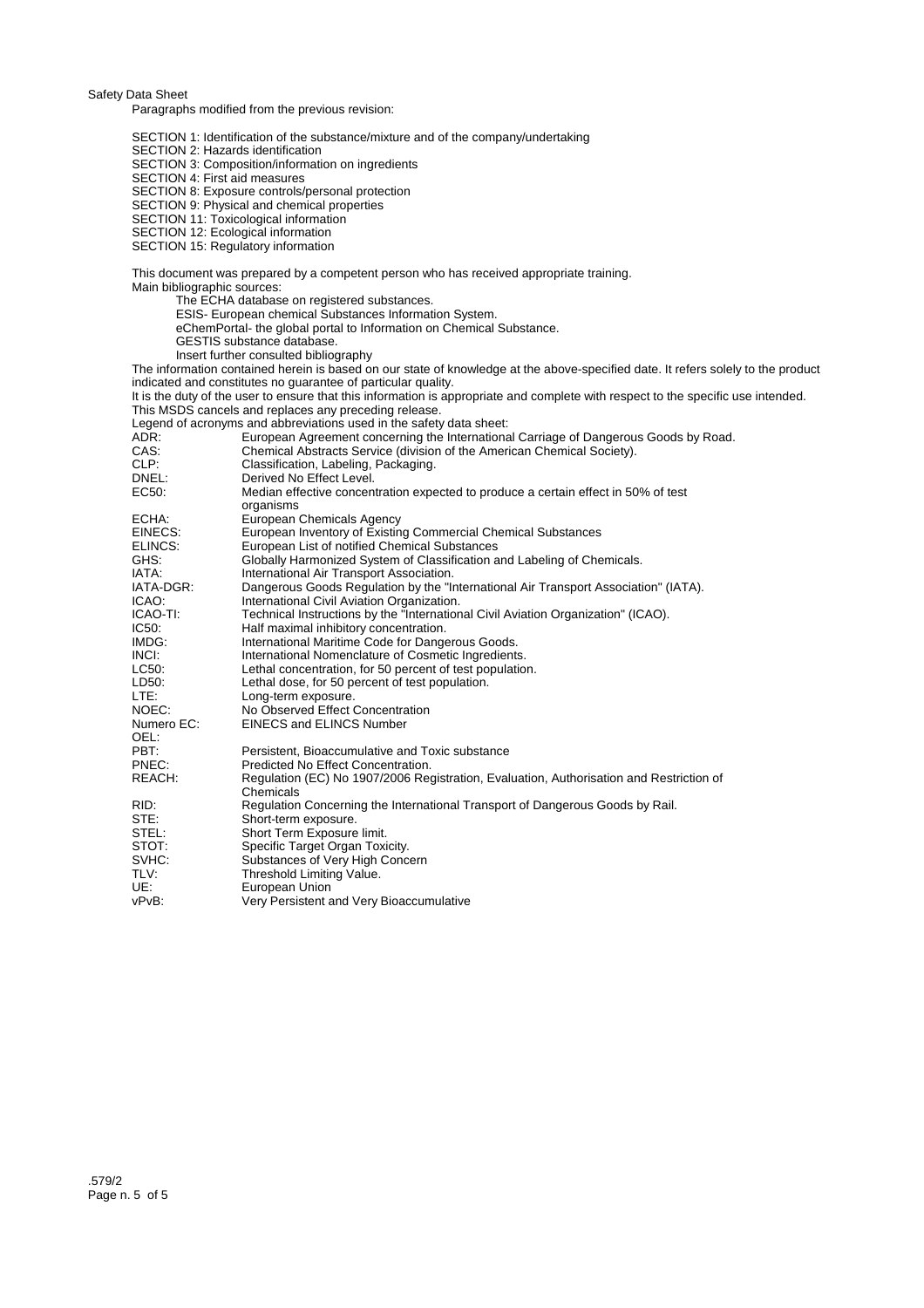Safety Data Sheet

Paragraphs modified from the previous revision:

SECTION 1: Identification of the substance/mixture and of the company/undertaking
SECTION 2: Hazards identification
SECTION 3: Composition/information on ingredients
SECTION 4: First aid measures
SECTION 8: Exposure controls/personal protection
SECTION 9: Physical and chemical properties
SECTION 11: Toxicological information
SECTION 12: Ecological information
SECTION 15: Regulatory information

This document was prepared by a competent person who has received appropriate training.

Main bibliographic sources:

- The ECHA database on registered substances.
- ESIS- European chemical Substances Information System.
- eChemPortal- the global portal to Information on Chemical Substance.
- GESTIS substance database.
- Insert further consulted bibliography

The information contained herein is based on our state of knowledge at the above-specified date. It refers solely to the product indicated and constitutes no guarantee of particular quality.

It is the duty of the user to ensure that this information is appropriate and complete with respect to the specific use intended.

This MSDS cancels and replaces any preceding release.

Legend of acronyms and abbreviations used in the safety data sheet:

| | |
|---|---|
| ADR: | European Agreement concerning the International Carriage of Dangerous Goods by Road. |
| CAS: | Chemical Abstracts Service (division of the American Chemical Society). |
| CLP: | Classification, Labeling, Packaging. |
| DNEL: | Derived No Effect Level. |
| EC50: | Median effective concentration expected to produce a certain effect in 50% of test organisms |
| ECHA: | European Chemicals Agency |
| EINECS: | European Inventory of Existing Commercial Chemical Substances |
| ELINCS: | European List of notified Chemical Substances |
| GHS: | Globally Harmonized System of Classification and Labeling of Chemicals. |
| IATA: | International Air Transport Association. |
| IATA-DGR: | Dangerous Goods Regulation by the "International Air Transport Association" (IATA). |
| ICAO: | International Civil Aviation Organization. |
| ICAO-TI: | Technical Instructions by the "International Civil Aviation Organization" (ICAO). |
| IC50: | Half maximal inhibitory concentration. |
| IMDG: | International Maritime Code for Dangerous Goods. |
| INCI: | International Nomenclature of Cosmetic Ingredients. |
| LC50: | Lethal concentration, for 50 percent of test population. |
| LD50: | Lethal dose, for 50 percent of test population. |
| LTE: | Long-term exposure. |
| NOEC: | No Observed Effect Concentration |
| Numero EC: | EINECS and ELINCS Number |
| OEL: | |
| PBT: | Persistent, Bioaccumulative and Toxic substance |
| PNEC: | Predicted No Effect Concentration. |
| REACH: | Regulation (EC) No 1907/2006 Registration, Evaluation, Authorisation and Restriction of Chemicals |
| RID: | Regulation Concerning the International Transport of Dangerous Goods by Rail. |
| STE: | Short-term exposure. |
| STEL: | Short Term Exposure limit. |
| STOT: | Specific Target Organ Toxicity. |
| SVHC: | Substances of Very High Concern |
| TLV: | Threshold Limiting Value. |
| UE: | European Union |
| vPvB: | Very Persistent and Very Bioaccumulative |

.579/2